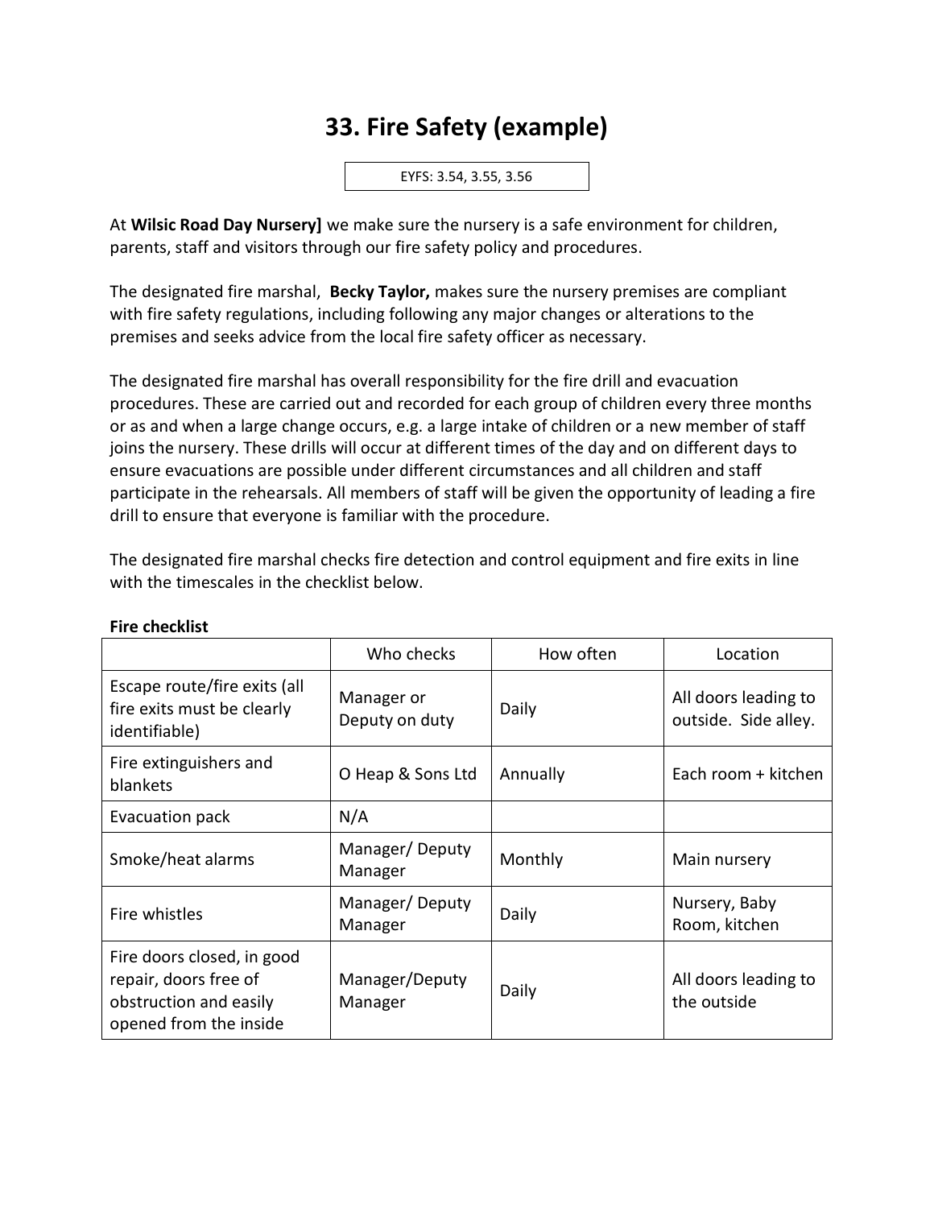# 33. Fire Safety (example)

EYFS: 3.54, 3.55, 3.56

At **Wilsic Road Day Nursery]** we make sure the nursery is a safe environment for children, parents, staff and visitors through our fire safety policy and procedures.

The designated fire marshal, **Becky Taylor,** makes sure the nursery premises are compliant with fire safety regulations, including following any major changes or alterations to the premises and seeks advice from the local fire safety officer as necessary.

The designated fire marshal has overall responsibility for the fire drill and evacuation procedures. These are carried out and recorded for each group of children every three months or as and when a large change occurs, e.g. a large intake of children or a new member of staff joins the nursery. These drills will occur at different times of the day and on different days to ensure evacuations are possible under different circumstances and all children and staff participate in the rehearsals. All members of staff will be given the opportunity of leading a fire drill to ensure that everyone is familiar with the procedure.

The designated fire marshal checks fire detection and control equipment and fire exits in line with the timescales in the checklist below.

**Fire checklist**

| | Who checks | How often | Location |
|---|---|---|---|
| Escape route/fire exits (all fire exits must be clearly identifiable) | Manager or Deputy on duty | Daily | All doors leading to outside. Side alley. |
| Fire extinguishers and blankets | O Heap & Sons Ltd | Annually | Each room + kitchen |
| Evacuation pack | N/A | | |
| Smoke/heat alarms | Manager/ Deputy Manager | Monthly | Main nursery |
| Fire whistles | Manager/ Deputy Manager | Daily | Nursery, Baby Room, kitchen |
| Fire doors closed, in good repair, doors free of obstruction and easily opened from the inside | Manager/Deputy Manager | Daily | All doors leading to the outside |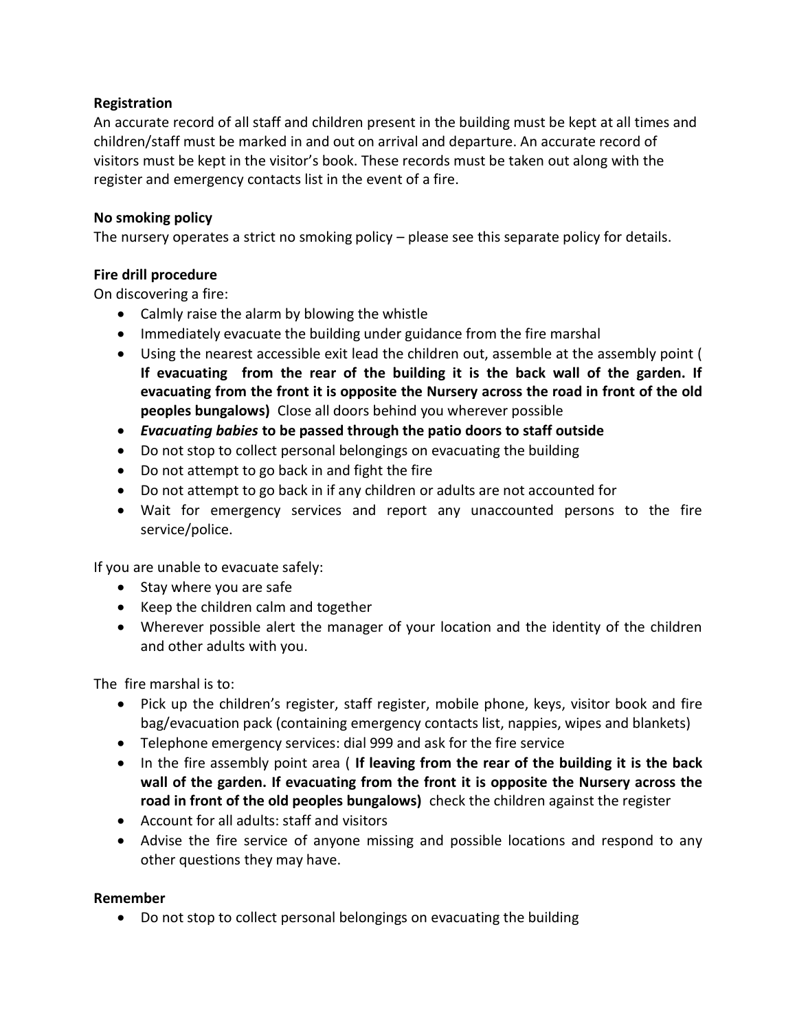**Registration**

An accurate record of all staff and children present in the building must be kept at all times and children/staff must be marked in and out on arrival and departure. An accurate record of visitors must be kept in the visitor's book. These records must be taken out along with the register and emergency contacts list in the event of a fire.

**No smoking policy**

The nursery operates a strict no smoking policy – please see this separate policy for details.

**Fire drill procedure**

On discovering a fire:

- Calmly raise the alarm by blowing the whistle
- Immediately evacuate the building under guidance from the fire marshal
- Using the nearest accessible exit lead the children out, assemble at the assembly point ( **If evacuating from the rear of the building it is the back wall of the garden. If evacuating from the front it is opposite the Nursery across the road in front of the old peoples bungalows)** Close all doors behind you wherever possible
- ***Evacuating babies*** **to be passed through the patio doors to staff outside**
- Do not stop to collect personal belongings on evacuating the building
- Do not attempt to go back in and fight the fire
- Do not attempt to go back in if any children or adults are not accounted for
- Wait for emergency services and report any unaccounted persons to the fire service/police.

If you are unable to evacuate safely:

- Stay where you are safe
- Keep the children calm and together
- Wherever possible alert the manager of your location and the identity of the children and other adults with you.

The fire marshal is to:

- Pick up the children's register, staff register, mobile phone, keys, visitor book and fire bag/evacuation pack (containing emergency contacts list, nappies, wipes and blankets)
- Telephone emergency services: dial 999 and ask for the fire service
- In the fire assembly point area ( **If leaving from the rear of the building it is the back wall of the garden. If evacuating from the front it is opposite the Nursery across the road in front of the old peoples bungalows)** check the children against the register
- Account for all adults: staff and visitors
- Advise the fire service of anyone missing and possible locations and respond to any other questions they may have.

**Remember**

- Do not stop to collect personal belongings on evacuating the building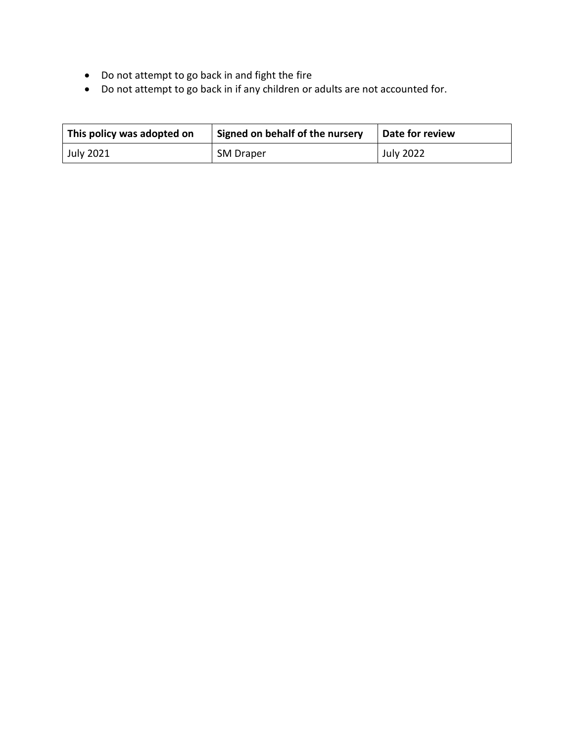- Do not attempt to go back in and fight the fire
- Do not attempt to go back in if any children or adults are not accounted for.

| This policy was adopted on | Signed on behalf of the nursery | Date for review |
|---|---|---|
| July 2021 | SM Draper | July 2022 |